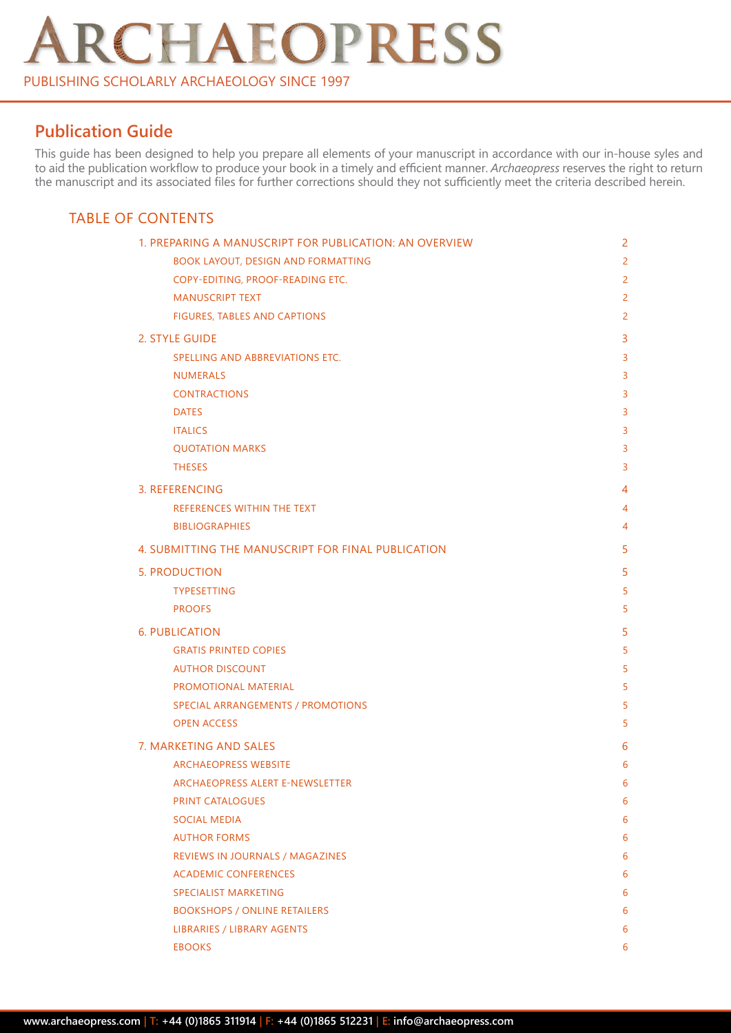# ARCHAEOPRESS

PUBLISHING SCHOLARLY ARCHAEOLOGY SINCE 1997

## Publication Guide

This guide has been designed to help you prepare all elements of your manuscript in accordance with our in-house syles and to aid the publication workflow to produce your book in a timely and efficient manner. *Archaeopress* reserves the right to return the manuscript and its associated files for further corrections should they not sufficiently meet the criteria described herein.

### TABLE OF CONTENTS

| | |
|---|---|
| 1. PREPARING A MANUSCRIPT FOR PUBLICATION: AN OVERVIEW | 2 |
| BOOK LAYOUT, DESIGN AND FORMATTING | 2 |
| COPY-EDITING, PROOF-READING ETC. | 2 |
| MANUSCRIPT TEXT | 2 |
| FIGURES, TABLES AND CAPTIONS | 2 |
| 2. STYLE GUIDE | 3 |
| SPELLING AND ABBREVIATIONS ETC. | 3 |
| NUMERALS | 3 |
| CONTRACTIONS | 3 |
| DATES | 3 |
| ITALICS | 3 |
| QUOTATION MARKS | 3 |
| THESES | 3 |
| 3. REFERENCING | 4 |
| REFERENCES WITHIN THE TEXT | 4 |
| BIBLIOGRAPHIES | 4 |
| 4. SUBMITTING THE MANUSCRIPT FOR FINAL PUBLICATION | 5 |
| 5. PRODUCTION | 5 |
| TYPESETTING | 5 |
| PROOFS | 5 |
| 6. PUBLICATION | 5 |
| GRATIS PRINTED COPIES | 5 |
| AUTHOR DISCOUNT | 5 |
| PROMOTIONAL MATERIAL | 5 |
| SPECIAL ARRANGEMENTS / PROMOTIONS | 5 |
| OPEN ACCESS | 5 |
| 7. MARKETING AND SALES | 6 |
| ARCHAEOPRESS WEBSITE | 6 |
| ARCHAEOPRESS ALERT E-NEWSLETTER | 6 |
| PRINT CATALOGUES | 6 |
| SOCIAL MEDIA | 6 |
| AUTHOR FORMS | 6 |
| REVIEWS IN JOURNALS / MAGAZINES | 6 |
| ACADEMIC CONFERENCES | 6 |
| SPECIALIST MARKETING | 6 |
| BOOKSHOPS / ONLINE RETAILERS | 6 |
| LIBRARIES / LIBRARY AGENTS | 6 |
| EBOOKS | 6 |

**www.archaeopress.com | T: +44 (0)1865 311914 | F: +44 (0)1865 512231 | E: info@archaeopress.com**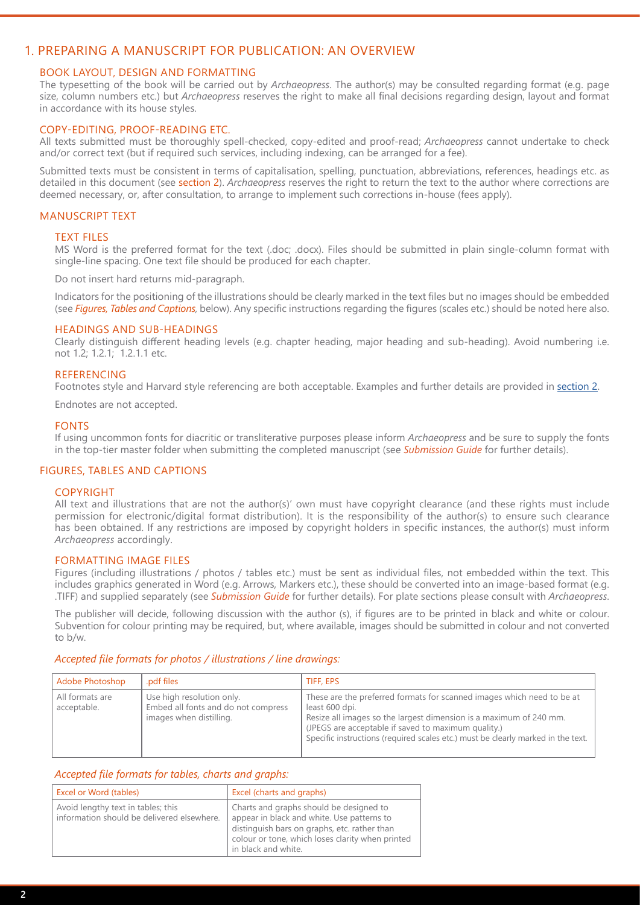# 1. PREPARING A MANUSCRIPT FOR PUBLICATION: AN OVERVIEW

## BOOK LAYOUT, DESIGN AND FORMATTING

The typesetting of the book will be carried out by *Archaeopress*. The author(s) may be consulted regarding format (e.g. page size, column numbers etc.) but *Archaeopress* reserves the right to make all final decisions regarding design, layout and format in accordance with its house styles.

## COPY-EDITING, PROOF-READING ETC.

All texts submitted must be thoroughly spell-checked, copy-edited and proof-read; *Archaeopress* cannot undertake to check and/or correct text (but if required such services, including indexing, can be arranged for a fee).

Submitted texts must be consistent in terms of capitalisation, spelling, punctuation, abbreviations, references, headings etc. as detailed in this document (see section 2). *Archaeopress* reserves the right to return the text to the author where corrections are deemed necessary, or, after consultation, to arrange to implement such corrections in-house (fees apply).

## MANUSCRIPT TEXT

### TEXT FILES

MS Word is the preferred format for the text (.doc; .docx). Files should be submitted in plain single-column format with single-line spacing. One text file should be produced for each chapter.

Do not insert hard returns mid-paragraph.

Indicators for the positioning of the illustrations should be clearly marked in the text files but no images should be embedded (see ***Figures, Tables and Captions,*** below). Any specific instructions regarding the figures (scales etc.) should be noted here also.

### HEADINGS AND SUB-HEADINGS

Clearly distinguish different heading levels (e.g. chapter heading, major heading and sub-heading). Avoid numbering i.e. not 1.2; 1.2.1; 1.2.1.1 etc.

### REFERENCING

Footnotes style and Harvard style referencing are both acceptable. Examples and further details are provided in section 2.

Endnotes are not accepted.

### FONTS

If using uncommon fonts for diacritic or transliterative purposes please inform *Archaeopress* and be sure to supply the fonts in the top-tier master folder when submitting the completed manuscript (see ***Submission Guide*** for further details).

## FIGURES, TABLES AND CAPTIONS

### COPYRIGHT

All text and illustrations that are not the author(s)' own must have copyright clearance (and these rights must include permission for electronic/digital format distribution). It is the responsibility of the author(s) to ensure such clearance has been obtained. If any restrictions are imposed by copyright holders in specific instances, the author(s) must inform *Archaeopress* accordingly.

### FORMATTING IMAGE FILES

Figures (including illustrations / photos / tables etc.) must be sent as individual files, not embedded within the text. This includes graphics generated in Word (e.g. Arrows, Markers etc.), these should be converted into an image-based format (e.g. .TIFF) and supplied separately (see ***Submission Guide*** for further details). For plate sections please consult with *Archaeopress*.

The publisher will decide, following discussion with the author (s), if figures are to be printed in black and white or colour. Subvention for colour printing may be required, but, where available, images should be submitted in colour and not converted to b/w.

*Accepted file formats for photos / illustrations / line drawings:*

| Adobe Photoshop | .pdf files | TIFF, EPS |
|---|---|---|
| All formats are acceptable. | Use high resolution only. Embed all fonts and do not compress images when distilling. | These are the preferred formats for scanned images which need to be at least 600 dpi. Resize all images so the largest dimension is a maximum of 240 mm. (JPEGS are acceptable if saved to maximum quality.) Specific instructions (required scales etc.) must be clearly marked in the text. |

*Accepted file formats for tables, charts and graphs:*

| Excel or Word (tables) | Excel (charts and graphs) |
|---|---|
| Avoid lengthy text in tables; this information should be delivered elsewhere. | Charts and graphs should be designed to appear in black and white. Use patterns to distinguish bars on graphs, etc. rather than colour or tone, which loses clarity when printed in black and white. |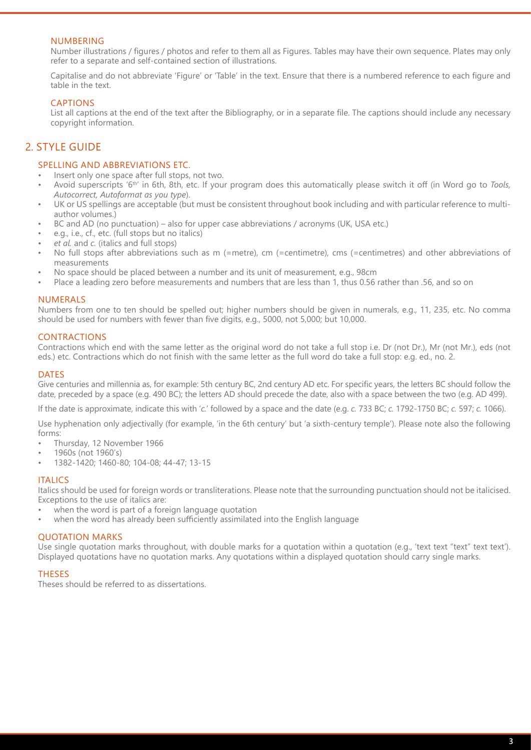### NUMBERING

Number illustrations / figures / photos and refer to them all as Figures. Tables may have their own sequence. Plates may only refer to a separate and self-contained section of illustrations.

Capitalise and do not abbreviate 'Figure' or 'Table' in the text. Ensure that there is a numbered reference to each figure and table in the text.

### CAPTIONS

List all captions at the end of the text after the Bibliography, or in a separate file. The captions should include any necessary copyright information.

## 2. STYLE GUIDE

### SPELLING AND ABBREVIATIONS ETC.

- Insert only one space after full stops, not two.
- Avoid superscripts '6$^{th}$' in 6th, 8th, etc. If your program does this automatically please switch it off (in Word go to *Tools, Autocorrect, Autoformat as you type*).
- UK or US spellings are acceptable (but must be consistent throughout book including and with particular reference to multi-author volumes.)
- BC and AD (no punctuation) – also for upper case abbreviations / acronyms (UK, USA etc.)
- e.g., i.e., cf., etc. (full stops but no italics)
- *et al.* and *c.* (italics and full stops)
- No full stops after abbreviations such as m (=metre), cm (=centimetre), cms (=centimetres) and other abbreviations of measurements
- No space should be placed between a number and its unit of measurement, e.g., 98cm
- Place a leading zero before measurements and numbers that are less than 1, thus 0.56 rather than .56, and so on

### NUMERALS

Numbers from one to ten should be spelled out; higher numbers should be given in numerals, e.g., 11, 235, etc. No comma should be used for numbers with fewer than five digits, e.g., 5000, not 5,000; but 10,000.

### CONTRACTIONS

Contractions which end with the same letter as the original word do not take a full stop i.e. Dr (not Dr.), Mr (not Mr.), eds (not eds.) etc. Contractions which do not finish with the same letter as the full word do take a full stop: e.g. ed., no. 2.

### DATES

Give centuries and millennia as, for example: 5th century BC, 2nd century AD etc. For specific years, the letters BC should follow the date, preceded by a space (e.g. 490 BC); the letters AD should precede the date, also with a space between the two (e.g. AD 499).

If the date is approximate, indicate this with '*c.*' followed by a space and the date (e.g. *c.* 733 BC; *c.* 1792-1750 BC; *c.* 597; *c.* 1066).

Use hyphenation only adjectivally (for example, 'in the 6th century' but 'a sixth-century temple'). Please note also the following forms:

- Thursday, 12 November 1966
- 1960s (not 1960's)
- 1382-1420; 1460-80; 104-08; 44-47; 13-15

### ITALICS

Italics should be used for foreign words or transliterations. Please note that the surrounding punctuation should not be italicised. Exceptions to the use of italics are:

- when the word is part of a foreign language quotation
- when the word has already been sufficiently assimilated into the English language

### QUOTATION MARKS

Use single quotation marks throughout, with double marks for a quotation within a quotation (e.g., 'text text "text" text text'). Displayed quotations have no quotation marks. Any quotations within a displayed quotation should carry single marks.

### THESES

Theses should be referred to as dissertations.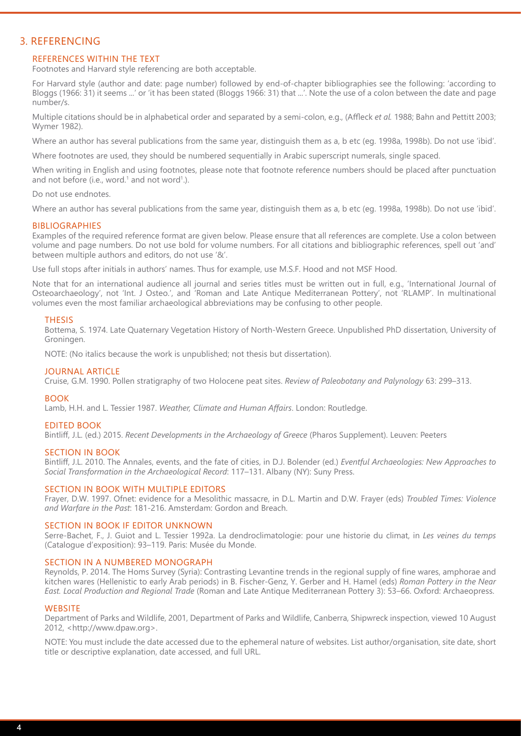## 3. REFERENCING

### REFERENCES WITHIN THE TEXT

Footnotes and Harvard style referencing are both acceptable.

For Harvard style (author and date: page number) followed by end-of-chapter bibliographies see the following: 'according to Bloggs (1966: 31) it seems ...' or 'it has been stated (Bloggs 1966: 31) that ...'. Note the use of a colon between the date and page number/s.

Multiple citations should be in alphabetical order and separated by a semi-colon, e.g., (Affleck *et al.* 1988; Bahn and Pettitt 2003; Wymer 1982).

Where an author has several publications from the same year, distinguish them as a, b etc (eg. 1998a, 1998b). Do not use 'ibid'.

Where footnotes are used, they should be numbered sequentially in Arabic superscript numerals, single spaced.

When writing in English and using footnotes, please note that footnote reference numbers should be placed after punctuation and not before (i.e., word.[1] and not word[1].).

Do not use endnotes.

Where an author has several publications from the same year, distinguish them as a, b etc (eg. 1998a, 1998b). Do not use 'ibid'.

### BIBLIOGRAPHIES

Examples of the required reference format are given below. Please ensure that all references are complete. Use a colon between volume and page numbers. Do not use bold for volume numbers. For all citations and bibliographic references, spell out 'and' between multiple authors and editors, do not use '&'.

Use full stops after initials in authors' names. Thus for example, use M.S.F. Hood and not MSF Hood.

Note that for an international audience all journal and series titles must be written out in full, e.g., 'International Journal of Osteoarchaeology', not 'Int. J Osteo.', and 'Roman and Late Antique Mediterranean Pottery', not 'RLAMP'. In multinational volumes even the most familiar archaeological abbreviations may be confusing to other people.

#### THESIS

Bottema, S. 1974. Late Quaternary Vegetation History of North-Western Greece. Unpublished PhD dissertation, University of Groningen.

NOTE: (No italics because the work is unpublished; not thesis but dissertation).

#### JOURNAL ARTICLE

Cruise, G.M. 1990. Pollen stratigraphy of two Holocene peat sites. *Review of Paleobotany and Palynology* 63: 299–313.

#### BOOK

Lamb, H.H. and L. Tessier 1987. *Weather, Climate and Human Affairs*. London: Routledge.

#### EDITED BOOK

Bintliff, J.L. (ed.) 2015. *Recent Developments in the Archaeology of Greece* (Pharos Supplement). Leuven: Peeters

#### SECTION IN BOOK

Bintliff, J.L. 2010. The Annales, events, and the fate of cities, in D.J. Bolender (ed.) *Eventful Archaeologies: New Approaches to Social Transformation in the Archaeological Record*: 117–131. Albany (NY): Suny Press.

#### SECTION IN BOOK WITH MULTIPLE EDITORS

Frayer, D.W. 1997. Ofnet: evidence for a Mesolithic massacre, in D.L. Martin and D.W. Frayer (eds) *Troubled Times: Violence and Warfare in the Past*: 181-216. Amsterdam: Gordon and Breach.

#### SECTION IN BOOK IF EDITOR UNKNOWN

Serre-Bachet, F., J. Guiot and L. Tessier 1992a. La dendroclimatologie: pour une historie du climat, in *Les veines du temps* (Catalogue d'exposition): 93–119. Paris: Musée du Monde.

#### SECTION IN A NUMBERED MONOGRAPH

Reynolds, P. 2014. The Homs Survey (Syria): Contrasting Levantine trends in the regional supply of fine wares, amphorae and kitchen wares (Hellenistic to early Arab periods) in B. Fischer-Genz, Y. Gerber and H. Hamel (eds) *Roman Pottery in the Near East. Local Production and Regional Trade* (Roman and Late Antique Mediterranean Pottery 3): 53–66. Oxford: Archaeopress.

#### WEBSITE

Department of Parks and Wildlife, 2001, Department of Parks and Wildlife, Canberra, Shipwreck inspection, viewed 10 August 2012, <http://www.dpaw.org>.

NOTE: You must include the date accessed due to the ephemeral nature of websites. List author/organisation, site date, short title or descriptive explanation, date accessed, and full URL.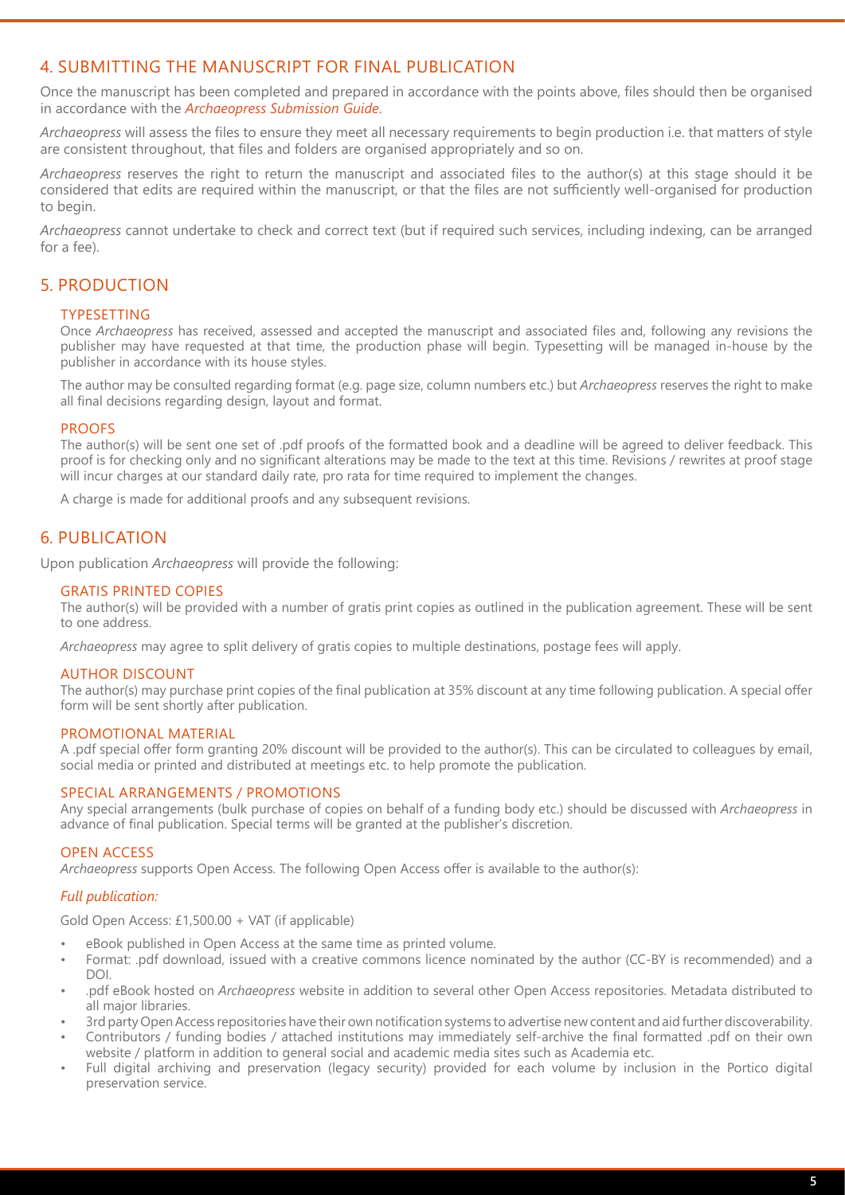## 4. SUBMITTING THE MANUSCRIPT FOR FINAL PUBLICATION

Once the manuscript has been completed and prepared in accordance with the points above, files should then be organised in accordance with the *Archaeopress Submission Guide*.

*Archaeopress* will assess the files to ensure they meet all necessary requirements to begin production i.e. that matters of style are consistent throughout, that files and folders are organised appropriately and so on.

*Archaeopress* reserves the right to return the manuscript and associated files to the author(s) at this stage should it be considered that edits are required within the manuscript, or that the files are not sufficiently well-organised for production to begin.

*Archaeopress* cannot undertake to check and correct text (but if required such services, including indexing, can be arranged for a fee).

## 5. PRODUCTION

### TYPESETTING

Once *Archaeopress* has received, assessed and accepted the manuscript and associated files and, following any revisions the publisher may have requested at that time, the production phase will begin. Typesetting will be managed in-house by the publisher in accordance with its house styles.

The author may be consulted regarding format (e.g. page size, column numbers etc.) but *Archaeopress* reserves the right to make all final decisions regarding design, layout and format.

### PROOFS

The author(s) will be sent one set of .pdf proofs of the formatted book and a deadline will be agreed to deliver feedback. This proof is for checking only and no significant alterations may be made to the text at this time. Revisions / rewrites at proof stage will incur charges at our standard daily rate, pro rata for time required to implement the changes.

A charge is made for additional proofs and any subsequent revisions.

## 6. PUBLICATION

Upon publication *Archaeopress* will provide the following:

### GRATIS PRINTED COPIES

The author(s) will be provided with a number of gratis print copies as outlined in the publication agreement. These will be sent to one address.

*Archaeopress* may agree to split delivery of gratis copies to multiple destinations, postage fees will apply.

### AUTHOR DISCOUNT

The author(s) may purchase print copies of the final publication at 35% discount at any time following publication. A special offer form will be sent shortly after publication.

### PROMOTIONAL MATERIAL

A .pdf special offer form granting 20% discount will be provided to the author(s). This can be circulated to colleagues by email, social media or printed and distributed at meetings etc. to help promote the publication.

### SPECIAL ARRANGEMENTS / PROMOTIONS

Any special arrangements (bulk purchase of copies on behalf of a funding body etc.) should be discussed with *Archaeopress* in advance of final publication. Special terms will be granted at the publisher's discretion.

### OPEN ACCESS

*Archaeopress* supports Open Access. The following Open Access offer is available to the author(s):

*Full publication:*

Gold Open Access: £1,500.00 + VAT (if applicable)

- eBook published in Open Access at the same time as printed volume.
- Format: .pdf download, issued with a creative commons licence nominated by the author (CC-BY is recommended) and a DOI.
- .pdf eBook hosted on *Archaeopress* website in addition to several other Open Access repositories. Metadata distributed to all major libraries.
- 3rd party Open Access repositories have their own notification systems to advertise new content and aid further discoverability.
- Contributors / funding bodies / attached institutions may immediately self-archive the final formatted .pdf on their own website / platform in addition to general social and academic media sites such as Academia etc.
- Full digital archiving and preservation (legacy security) provided for each volume by inclusion in the Portico digital preservation service.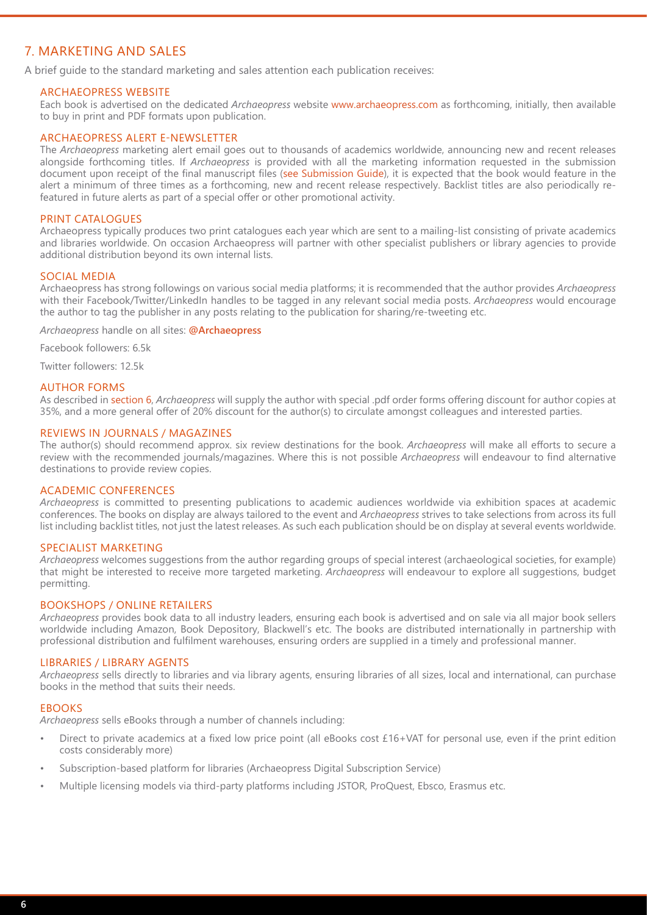## 7. MARKETING AND SALES

A brief guide to the standard marketing and sales attention each publication receives:

### ARCHAEOPRESS WEBSITE

Each book is advertised on the dedicated *Archaeopress* website www.archaeopress.com as forthcoming, initially, then available to buy in print and PDF formats upon publication.

### ARCHAEOPRESS ALERT E-NEWSLETTER

The *Archaeopress* marketing alert email goes out to thousands of academics worldwide, announcing new and recent releases alongside forthcoming titles. If *Archaeopress* is provided with all the marketing information requested in the submission document upon receipt of the final manuscript files (see Submission Guide), it is expected that the book would feature in the alert a minimum of three times as a forthcoming, new and recent release respectively. Backlist titles are also periodically re-featured in future alerts as part of a special offer or other promotional activity.

### PRINT CATALOGUES

Archaeopress typically produces two print catalogues each year which are sent to a mailing-list consisting of private academics and libraries worldwide. On occasion Archaeopress will partner with other specialist publishers or library agencies to provide additional distribution beyond its own internal lists.

### SOCIAL MEDIA

Archaeopress has strong followings on various social media platforms; it is recommended that the author provides *Archaeopress* with their Facebook/Twitter/LinkedIn handles to be tagged in any relevant social media posts. *Archaeopress* would encourage the author to tag the publisher in any posts relating to the publication for sharing/re-tweeting etc.

*Archaeopress* handle on all sites: **@Archaeopress**

Facebook followers: 6.5k

Twitter followers: 12.5k

### AUTHOR FORMS

As described in section 6, *Archaeopress* will supply the author with special .pdf order forms offering discount for author copies at 35%, and a more general offer of 20% discount for the author(s) to circulate amongst colleagues and interested parties.

### REVIEWS IN JOURNALS / MAGAZINES

The author(s) should recommend approx. six review destinations for the book. *Archaeopress* will make all efforts to secure a review with the recommended journals/magazines. Where this is not possible *Archaeopress* will endeavour to find alternative destinations to provide review copies.

### ACADEMIC CONFERENCES

*Archaeopress* is committed to presenting publications to academic audiences worldwide via exhibition spaces at academic conferences. The books on display are always tailored to the event and *Archaeopress* strives to take selections from across its full list including backlist titles, not just the latest releases. As such each publication should be on display at several events worldwide.

### SPECIALIST MARKETING

*Archaeopress* welcomes suggestions from the author regarding groups of special interest (archaeological societies, for example) that might be interested to receive more targeted marketing. *Archaeopress* will endeavour to explore all suggestions, budget permitting.

### BOOKSHOPS / ONLINE RETAILERS

*Archaeopress* provides book data to all industry leaders, ensuring each book is advertised and on sale via all major book sellers worldwide including Amazon, Book Depository, Blackwell's etc. The books are distributed internationally in partnership with professional distribution and fulfilment warehouses, ensuring orders are supplied in a timely and professional manner.

### LIBRARIES / LIBRARY AGENTS

*Archaeopress* sells directly to libraries and via library agents, ensuring libraries of all sizes, local and international, can purchase books in the method that suits their needs.

### EBOOKS

*Archaeopress* sells eBooks through a number of channels including:

- Direct to private academics at a fixed low price point (all eBooks cost £16+VAT for personal use, even if the print edition costs considerably more)
- Subscription-based platform for libraries (Archaeopress Digital Subscription Service)
- Multiple licensing models via third-party platforms including JSTOR, ProQuest, Ebsco, Erasmus etc.